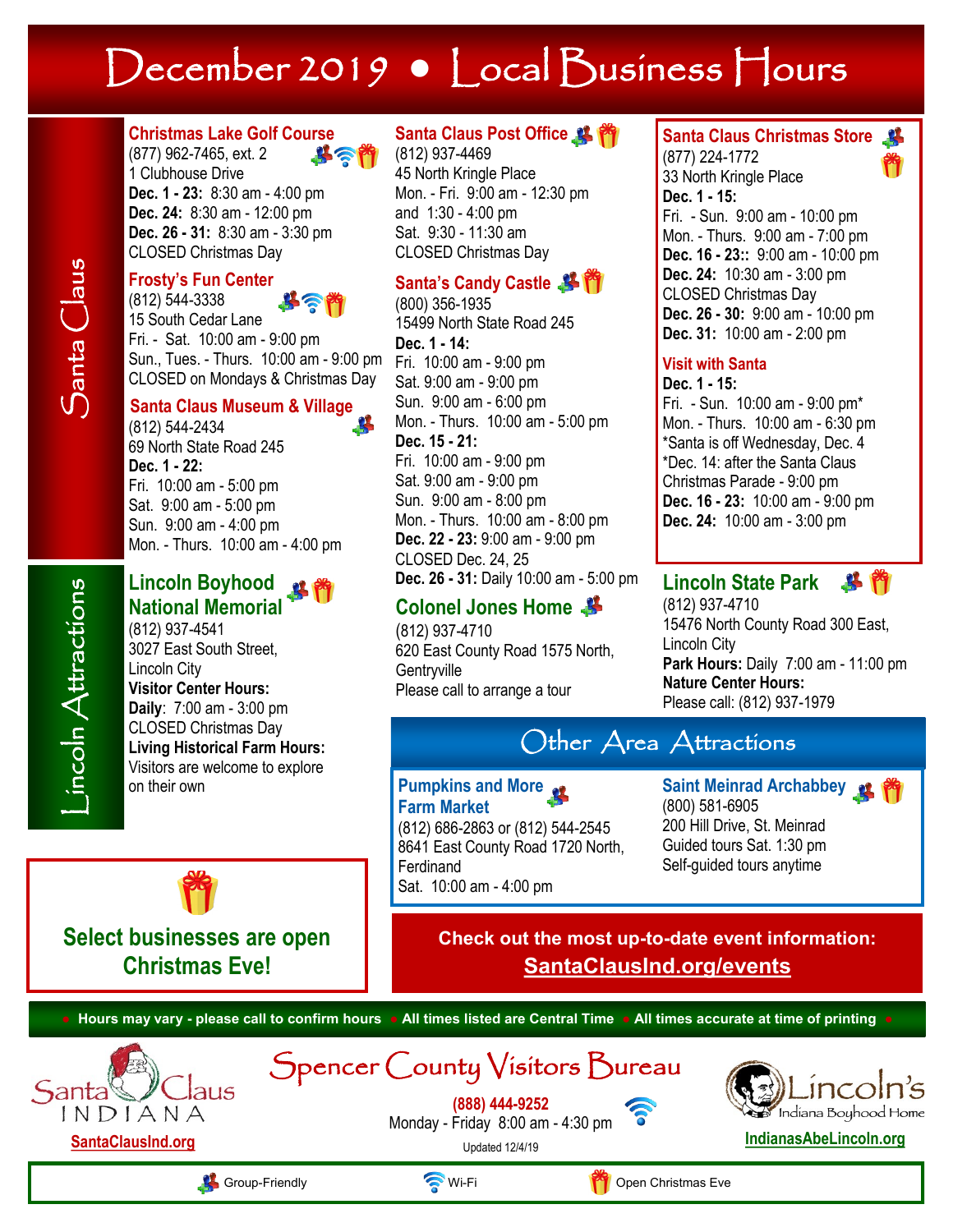# December 2019 • Local Business Hours

## Santa Claus

### Christmas Lake Golf Course

(877) 962-7465, ext. 2
1 Clubhouse Drive
**Dec. 1 - 23:** 8:30 am - 4:00 pm
**Dec. 24:** 8:30 am - 12:00 pm
**Dec. 26 - 31:** 8:30 am - 3:30 pm
CLOSED Christmas Day

### Frosty's Fun Center

(812) 544-3338
15 South Cedar Lane
Fri. - Sat. 10:00 am - 9:00 pm
Sun., Tues. - Thurs. 10:00 am - 9:00 pm
CLOSED on Mondays & Christmas Day

### Santa Claus Museum & Village

(812) 544-2434
69 North State Road 245
**Dec. 1 - 22:**
Fri. 10:00 am - 5:00 pm
Sat. 9:00 am - 5:00 pm
Sun. 9:00 am - 4:00 pm
Mon. - Thurs. 10:00 am - 4:00 pm

### Santa Claus Post Office

(812) 937-4469
45 North Kringle Place
Mon. - Fri. 9:00 am - 12:30 pm
and 1:30 - 4:00 pm
Sat. 9:30 - 11:30 am
CLOSED Christmas Day

### Santa's Candy Castle

(800) 356-1935
15499 North State Road 245
**Dec. 1 - 14:**
Fri. 10:00 am - 9:00 pm
Sat. 9:00 am - 9:00 pm
Sun. 9:00 am - 6:00 pm
Mon. - Thurs. 10:00 am - 5:00 pm
**Dec. 15 - 21:**
Fri. 10:00 am - 9:00 pm
Sat. 9:00 am - 9:00 pm
Sun. 9:00 am - 8:00 pm
Mon. - Thurs. 10:00 am - 8:00 pm
**Dec. 22 - 23:** 9:00 am - 9:00 pm
CLOSED Dec. 24, 25
**Dec. 26 - 31:** Daily 10:00 am - 5:00 pm

### Santa Claus Christmas Store

(877) 224-1772
33 North Kringle Place
**Dec. 1 - 15:**
Fri. - Sun. 9:00 am - 10:00 pm
Mon. - Thurs. 9:00 am - 7:00 pm
**Dec. 16 - 23::** 9:00 am - 10:00 pm
**Dec. 24:** 10:30 am - 3:00 pm
CLOSED Christmas Day
**Dec. 26 - 30:** 9:00 am - 10:00 pm
**Dec. 31:** 10:00 am - 2:00 pm

### Visit with Santa

**Dec. 1 - 15:**
Fri. - Sun. 10:00 am - 9:00 pm*
Mon. - Thurs. 10:00 am - 6:30 pm
*Santa is off Wednesday, Dec. 4
*Dec. 14: after the Santa Claus Christmas Parade - 9:00 pm
**Dec. 16 - 23:** 10:00 am - 9:00 pm
**Dec. 24:** 10:00 am - 3:00 pm

## Lincoln Attractions

### Lincoln Boyhood National Memorial

(812) 937-4541
3027 East South Street,
Lincoln City
**Visitor Center Hours:**
**Daily**: 7:00 am - 3:00 pm
CLOSED Christmas Day
**Living Historical Farm Hours:**
Visitors are welcome to explore on their own

### Colonel Jones Home

(812) 937-4710
620 East County Road 1575 North,
Gentryville
Please call to arrange a tour

### Lincoln State Park

(812) 937-4710
15476 North County Road 300 East,
Lincoln City
**Park Hours:** Daily 7:00 am - 11:00 pm
**Nature Center Hours:**
Please call: (812) 937-1979

## Other Area Attractions

### Pumpkins and More Farm Market

(812) 686-2863 or (812) 544-2545
8641 East County Road 1720 North,
Ferdinand
Sat. 10:00 am - 4:00 pm

### Saint Meinrad Archabbey

(800) 581-6905
200 Hill Drive, St. Meinrad
Guided tours Sat. 1:30 pm
Self-guided tours anytime

**Select businesses are open Christmas Eve!**

**Check out the most up-to-date event information: SantaClausInd.org/events**

• Hours may vary - please call to confirm hours • All times listed are Central Time • All times accurate at time of printing •

Santa Claus INDIANA
SantaClausInd.org

## Spencer County Visitors Bureau

**(888) 444-9252**
Monday - Friday 8:00 am - 4:30 pm
Updated 12/4/19

Lincoln's Indiana Boyhood Home
IndianasAbeLincoln.org

Group-Friendly | Wi-Fi | Open Christmas Eve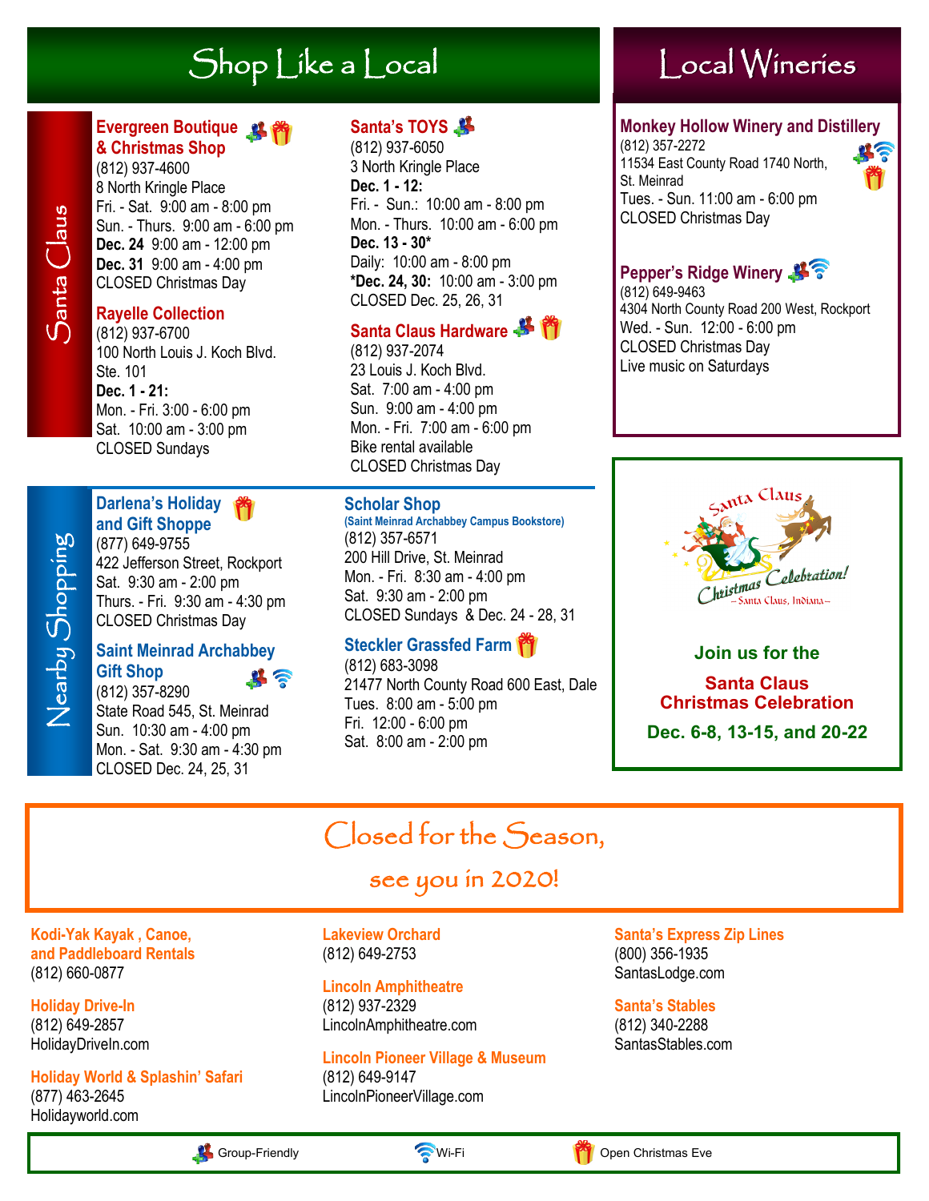# Shop Like a Local

## Santa Claus

### Evergreen Boutique & Christmas Shop
(812) 937-4600
8 North Kringle Place
Fri. - Sat. 9:00 am - 8:00 pm
Sun. - Thurs. 9:00 am - 6:00 pm
**Dec. 24** 9:00 am - 12:00 pm
**Dec. 31** 9:00 am - 4:00 pm
CLOSED Christmas Day

### Rayelle Collection
(812) 937-6700
100 North Louis J. Koch Blvd.
Ste. 101
**Dec. 1 - 21:**
Mon. - Fri. 3:00 - 6:00 pm
Sat. 10:00 am - 3:00 pm
CLOSED Sundays

### Santa's TOYS
(812) 937-6050
3 North Kringle Place
**Dec. 1 - 12:**
Fri. - Sun.: 10:00 am - 8:00 pm
Mon. - Thurs. 10:00 am - 6:00 pm
**Dec. 13 - 30***
Daily: 10:00 am - 8:00 pm
***Dec. 24, 30:** 10:00 am - 3:00 pm
CLOSED Dec. 25, 26, 31

### Santa Claus Hardware
(812) 937-2074
23 Louis J. Koch Blvd.
Sat. 7:00 am - 4:00 pm
Sun. 9:00 am - 4:00 pm
Mon. - Fri. 7:00 am - 6:00 pm
Bike rental available
CLOSED Christmas Day

## Nearby Shopping

### Darlena's Holiday and Gift Shoppe
(877) 649-9755
422 Jefferson Street, Rockport
Sat. 9:30 am - 2:00 pm
Thurs. - Fri. 9:30 am - 4:30 pm
CLOSED Christmas Day

### Saint Meinrad Archabbey Gift Shop
(812) 357-8290
State Road 545, St. Meinrad
Sun. 10:30 am - 4:00 pm
Mon. - Sat. 9:30 am - 4:30 pm
CLOSED Dec. 24, 25, 31

### Scholar Shop
(Saint Meinrad Archabbey Campus Bookstore)
(812) 357-6571
200 Hill Drive, St. Meinrad
Mon. - Fri. 8:30 am - 4:00 pm
Sat. 9:30 am - 2:00 pm
CLOSED Sundays & Dec. 24 - 28, 31

### Steckler Grassfed Farm
(812) 683-3098
21477 North County Road 600 East, Dale
Tues. 8:00 am - 5:00 pm
Fri. 12:00 - 6:00 pm
Sat. 8:00 am - 2:00 pm

# Local Wineries

### Monkey Hollow Winery and Distillery
(812) 357-2272
11534 East County Road 1740 North, St. Meinrad
Tues. - Sun. 11:00 am - 6:00 pm
CLOSED Christmas Day

### Pepper's Ridge Winery
(812) 649-9463
4304 North County Road 200 West, Rockport
Wed. - Sun. 12:00 - 6:00 pm
CLOSED Christmas Day
Live music on Saturdays

Santa Claus Christmas Celebration! – Santa Claus, Indiana –

**Join us for the**
**Santa Claus Christmas Celebration**
**Dec. 6-8, 13-15, and 20-22**

# Closed for the Season, see you in 2020!

**Kodi-Yak Kayak, Canoe, and Paddleboard Rentals**
(812) 660-0877

**Holiday Drive-In**
(812) 649-2857
HolidayDriveIn.com

**Holiday World & Splashin' Safari**
(877) 463-2645
Holidayworld.com

**Lakeview Orchard**
(812) 649-2753

**Lincoln Amphitheatre**
(812) 937-2329
LincolnAmphitheatre.com

**Lincoln Pioneer Village & Museum**
(812) 649-9147
LincolnPioneerVillage.com

**Santa's Express Zip Lines**
(800) 356-1935
SantasLodge.com

**Santa's Stables**
(812) 340-2288
SantasStables.com

Group-Friendly | Wi-Fi | Open Christmas Eve